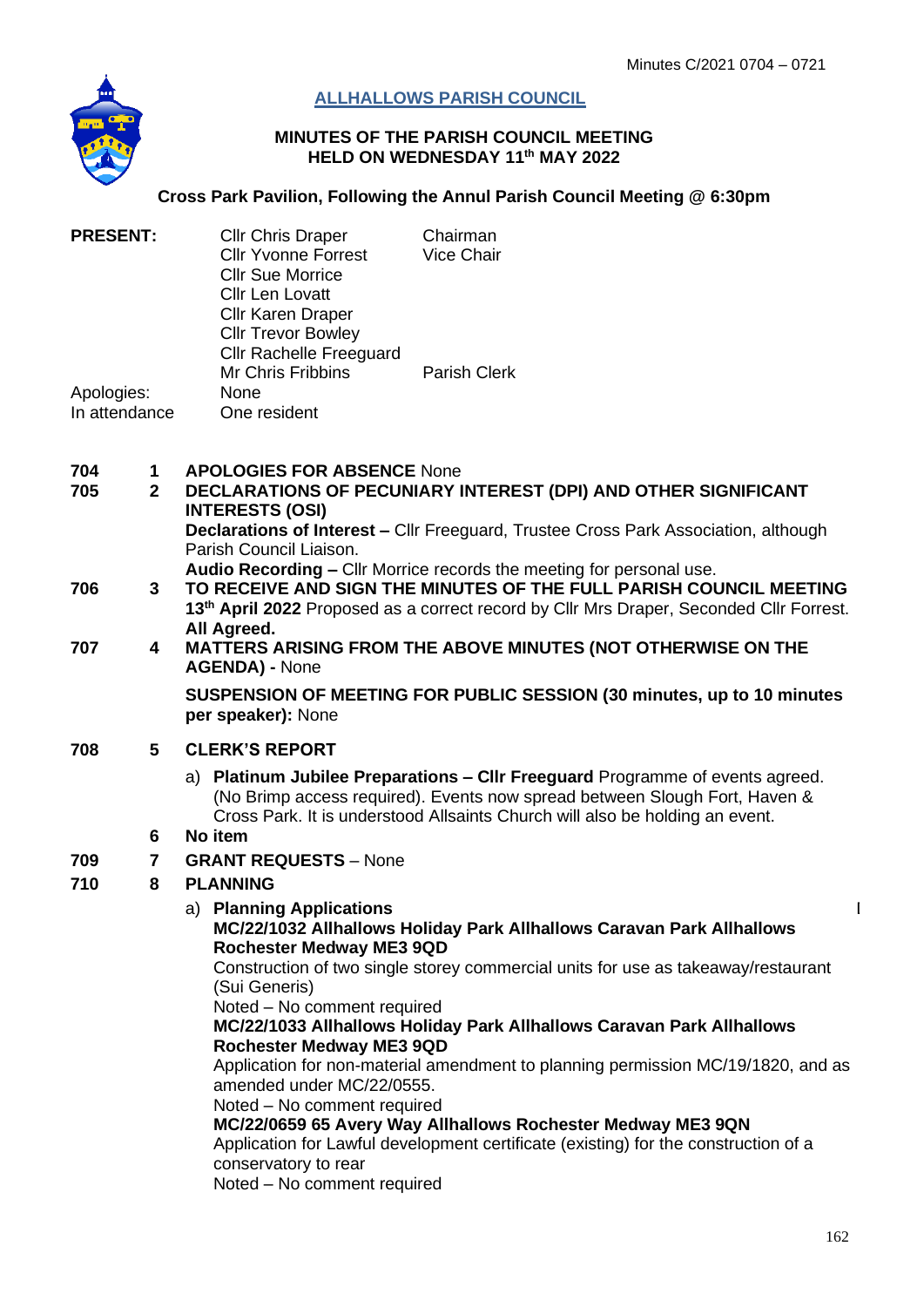Minutes C/2021 0704 – 0721

# ALLHALLOWS PARISH COUNCIL

## MINUTES OF THE PARISH COUNCIL MEETING HELD ON WEDNESDAY 11th MAY 2022

**Cross Park Pavilion, Following the Annul Parish Council Meeting @ 6:30pm**

| **PRESENT:** | Cllr Chris Draper | Chairman |
|---|---|---|
| | Cllr Yvonne Forrest | Vice Chair |
| | Cllr Sue Morrice | |
| | Cllr Len Lovatt | |
| | Cllr Karen Draper | |
| | Cllr Trevor Bowley | |
| | Cllr Rachelle Freeguard | |
| | Mr Chris Fribbins | Parish Clerk |
| Apologies: | None | |
| In attendance | One resident | |

**704 1 APOLOGIES FOR ABSENCE** None

**705 2 DECLARATIONS OF PECUNIARY INTEREST (DPI) AND OTHER SIGNIFICANT INTERESTS (OSI)**

**Declarations of Interest –** Cllr Freeguard, Trustee Cross Park Association, although Parish Council Liaison.

**Audio Recording –** Cllr Morrice records the meeting for personal use.

**706 3 TO RECEIVE AND SIGN THE MINUTES OF THE FULL PARISH COUNCIL MEETING**

**13th April 2022** Proposed as a correct record by Cllr Mrs Draper, Seconded Cllr Forrest. **All Agreed.**

**707 4 MATTERS ARISING FROM THE ABOVE MINUTES (NOT OTHERWISE ON THE AGENDA) -** None

**SUSPENSION OF MEETING FOR PUBLIC SESSION (30 minutes, up to 10 minutes per speaker):** None

**708 5 CLERK'S REPORT**

a) **Platinum Jubilee Preparations – Cllr Freeguard** Programme of events agreed. (No Brimp access required). Events now spread between Slough Fort, Haven & Cross Park. It is understood Allsaints Church will also be holding an event.

**6 No item**

**709 7 GRANT REQUESTS** – None

**710 8 PLANNING**

a) **Planning Applications**

**MC/22/1032 Allhallows Holiday Park Allhallows Caravan Park Allhallows Rochester Medway ME3 9QD**
Construction of two single storey commercial units for use as takeaway/restaurant (Sui Generis)
Noted – No comment required

**MC/22/1033 Allhallows Holiday Park Allhallows Caravan Park Allhallows Rochester Medway ME3 9QD**
Application for non-material amendment to planning permission MC/19/1820, and as amended under MC/22/0555.
Noted – No comment required

**MC/22/0659 65 Avery Way Allhallows Rochester Medway ME3 9QN**
Application for Lawful development certificate (existing) for the construction of a conservatory to rear
Noted – No comment required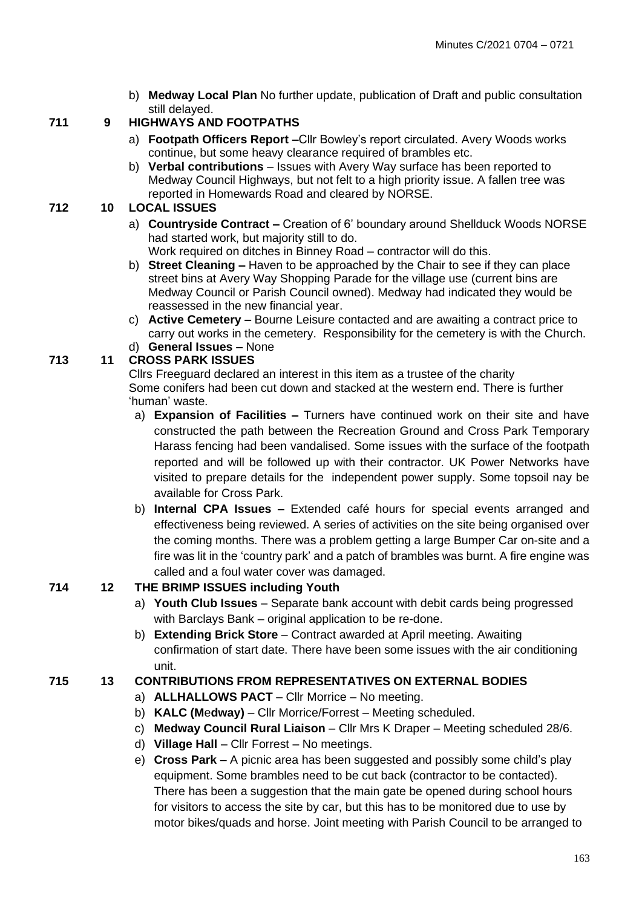b) **Medway Local Plan** No further update, publication of Draft and public consultation still delayed.

**711 9 HIGHWAYS AND FOOTPATHS**

a) **Footpath Officers Report –**Cllr Bowley's report circulated. Avery Woods works continue, but some heavy clearance required of brambles etc.

b) **Verbal contributions** – Issues with Avery Way surface has been reported to Medway Council Highways, but not felt to a high priority issue. A fallen tree was reported in Homewards Road and cleared by NORSE.

**712 10 LOCAL ISSUES**

a) **Countryside Contract –** Creation of 6' boundary around Shellduck Woods NORSE had started work, but majority still to do.
Work required on ditches in Binney Road – contractor will do this.

b) **Street Cleaning –** Haven to be approached by the Chair to see if they can place street bins at Avery Way Shopping Parade for the village use (current bins are Medway Council or Parish Council owned). Medway had indicated they would be reassessed in the new financial year.

c) **Active Cemetery –** Bourne Leisure contacted and are awaiting a contract price to carry out works in the cemetery. Responsibility for the cemetery is with the Church.

d) **General Issues –** None

**713 11 CROSS PARK ISSUES**

Cllrs Freeguard declared an interest in this item as a trustee of the charity
Some conifers had been cut down and stacked at the western end. There is further 'human' waste.

a) **Expansion of Facilities –** Turners have continued work on their site and have constructed the path between the Recreation Ground and Cross Park Temporary Harass fencing had been vandalised. Some issues with the surface of the footpath reported and will be followed up with their contractor. UK Power Networks have visited to prepare details for the independent power supply. Some topsoil nay be available for Cross Park.

b) **Internal CPA Issues –** Extended café hours for special events arranged and effectiveness being reviewed. A series of activities on the site being organised over the coming months. There was a problem getting a large Bumper Car on-site and a fire was lit in the 'country park' and a patch of brambles was burnt. A fire engine was called and a foul water cover was damaged.

**714 12 THE BRIMP ISSUES including Youth**

a) **Youth Club Issues** – Separate bank account with debit cards being progressed with Barclays Bank – original application to be re-done.

b) **Extending Brick Store** – Contract awarded at April meeting. Awaiting confirmation of start date. There have been some issues with the air conditioning unit.

**715 13 CONTRIBUTIONS FROM REPRESENTATIVES ON EXTERNAL BODIES**

a) **ALLHALLOWS PACT** – Cllr Morrice – No meeting.

b) **KALC (Medway)** – Cllr Morrice/Forrest – Meeting scheduled.

c) **Medway Council Rural Liaison** – Cllr Mrs K Draper – Meeting scheduled 28/6.

d) **Village Hall** – Cllr Forrest – No meetings.

e) **Cross Park –** A picnic area has been suggested and possibly some child's play equipment. Some brambles need to be cut back (contractor to be contacted). There has been a suggestion that the main gate be opened during school hours for visitors to access the site by car, but this has to be monitored due to use by motor bikes/quads and horse. Joint meeting with Parish Council to be arranged to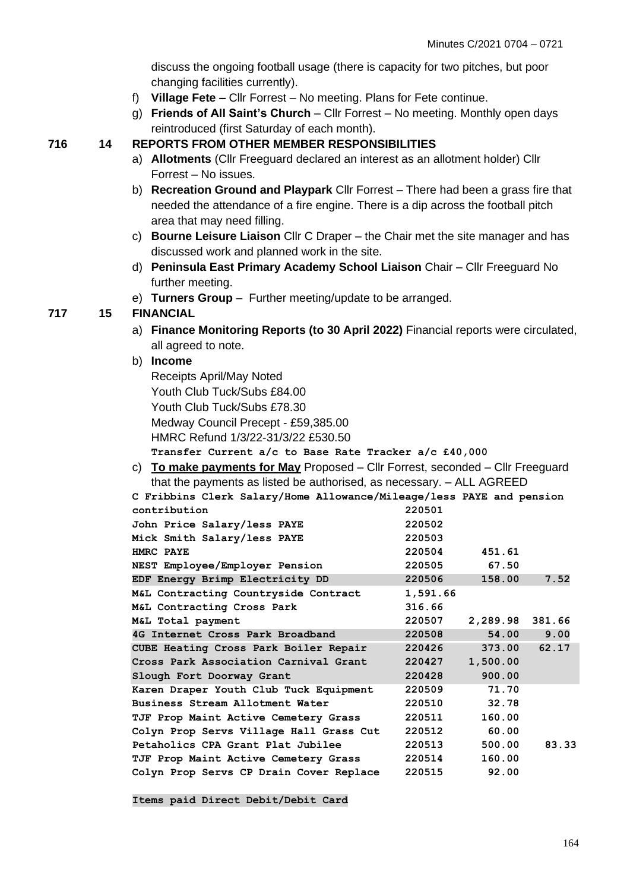discuss the ongoing football usage (there is capacity for two pitches, but poor changing facilities currently).

f) **Village Fete –** Cllr Forrest – No meeting. Plans for Fete continue.

g) **Friends of All Saint's Church** – Cllr Forrest – No meeting. Monthly open days reintroduced (first Saturday of each month).

**716 14 REPORTS FROM OTHER MEMBER RESPONSIBILITIES**

a) **Allotments** (Cllr Freeguard declared an interest as an allotment holder) Cllr Forrest – No issues.

b) **Recreation Ground and Playpark** Cllr Forrest – There had been a grass fire that needed the attendance of a fire engine. There is a dip across the football pitch area that may need filling.

c) **Bourne Leisure Liaison** Cllr C Draper – the Chair met the site manager and has discussed work and planned work in the site.

d) **Peninsula East Primary Academy School Liaison** Chair – Cllr Freeguard No further meeting.

e) **Turners Group** – Further meeting/update to be arranged.

**717 15 FINANCIAL**

a) **Finance Monitoring Reports (to 30 April 2022)** Financial reports were circulated, all agreed to note.

b) **Income**

Receipts April/May Noted
Youth Club Tuck/Subs £84.00
Youth Club Tuck/Subs £78.30
Medway Council Precept - £59,385.00
HMRC Refund 1/3/22-31/3/22 £530.50
**Transfer Current a/c to Base Rate Tracker a/c £40,000**

c) **To make payments for May** Proposed – Cllr Forrest, seconded – Cllr Freeguard that the payments as listed be authorised, as necessary. – ALL AGREED

| | | | |
|---|---|---|---|
| **C Fribbins Clerk Salary/Home Allowance/Mileage/less PAYE and pension contribution** | **220501** | | |
| **John Price Salary/less PAYE** | **220502** | | |
| **Mick Smith Salary/less PAYE** | **220503** | | |
| **HMRC PAYE** | **220504** | **451.61** | |
| **NEST Employee/Employer Pension** | **220505** | **67.50** | |
| **EDF Energy Brimp Electricity DD** | **220506** | **158.00** | **7.52** |
| **M&L Contracting Countryside Contract** | **1,591.66** | | |
| **M&L Contracting Cross Park** | **316.66** | | |
| **M&L Total payment** | **220507** | **2,289.98** | **381.66** |
| **4G Internet Cross Park Broadband** | **220508** | **54.00** | **9.00** |
| **CUBE Heating Cross Park Boiler Repair** | **220426** | **373.00** | **62.17** |
| **Cross Park Association Carnival Grant** | **220427** | **1,500.00** | |
| **Slough Fort Doorway Grant** | **220428** | **900.00** | |
| **Karen Draper Youth Club Tuck Equipment** | **220509** | **71.70** | |
| **Business Stream Allotment Water** | **220510** | **32.78** | |
| **TJF Prop Maint Active Cemetery Grass** | **220511** | **160.00** | |
| **Colyn Prop Servs Village Hall Grass Cut** | **220512** | **60.00** | |
| **Petaholics CPA Grant Plat Jubilee** | **220513** | **500.00** | **83.33** |
| **TJF Prop Maint Active Cemetery Grass** | **220514** | **160.00** | |
| **Colyn Prop Servs CP Drain Cover Replace** | **220515** | **92.00** | |

**Items paid Direct Debit/Debit Card**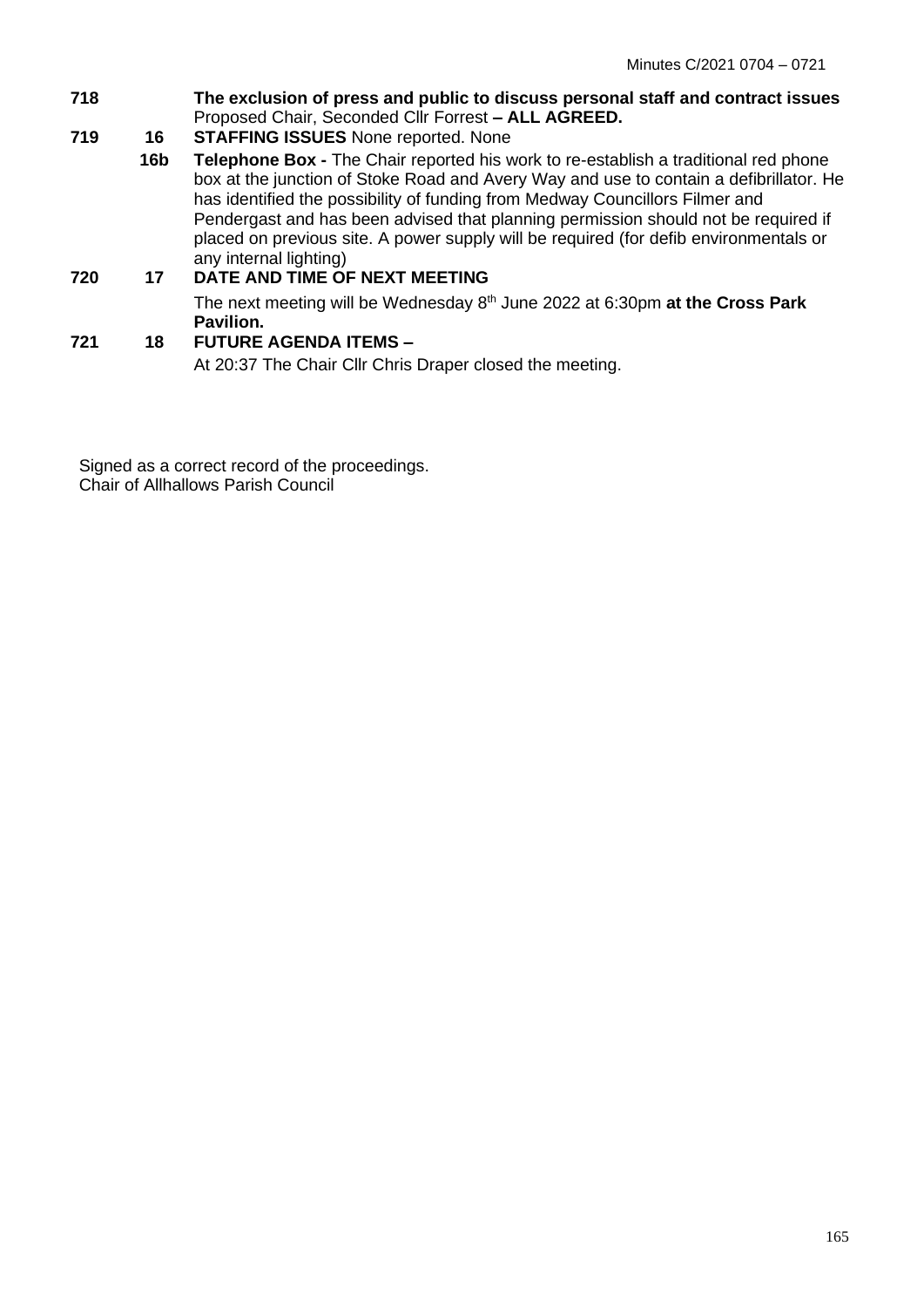**718** **The exclusion of press and public to discuss personal staff and contract issues**
Proposed Chair, Seconded Cllr Forrest **– ALL AGREED.**

**719** **16** **STAFFING ISSUES** None reported. None

**16b** **Telephone Box -** The Chair reported his work to re-establish a traditional red phone box at the junction of Stoke Road and Avery Way and use to contain a defibrillator. He has identified the possibility of funding from Medway Councillors Filmer and Pendergast and has been advised that planning permission should not be required if placed on previous site. A power supply will be required (for defib environmentals or any internal lighting)

**720** **17** **DATE AND TIME OF NEXT MEETING**

The next meeting will be Wednesday 8th June 2022 at 6:30pm **at the Cross Park Pavilion.**

**721** **18** **FUTURE AGENDA ITEMS –**

At 20:37 The Chair Cllr Chris Draper closed the meeting.

Signed as a correct record of the proceedings.
Chair of Allhallows Parish Council